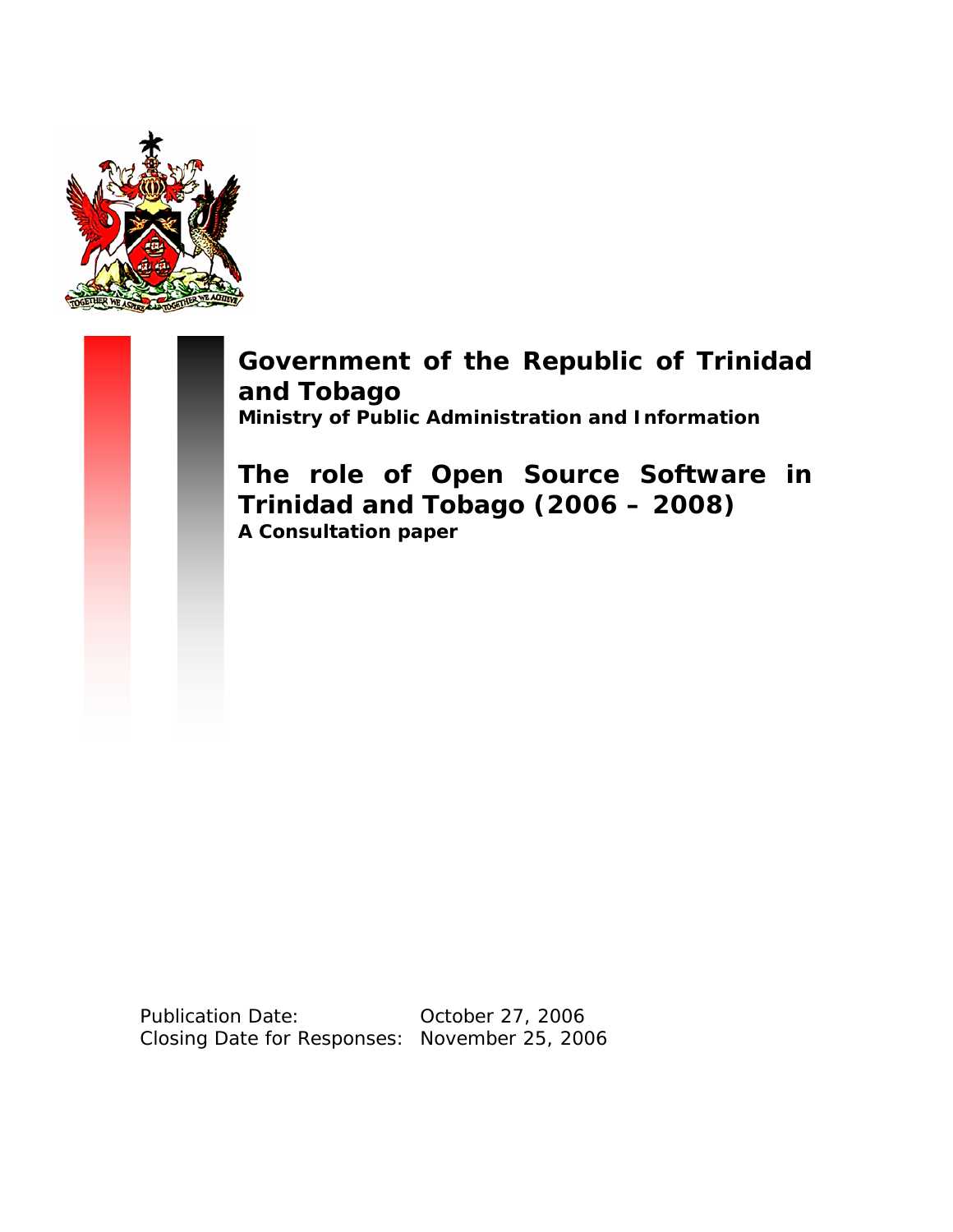# Government of the Republic of Trinidad and Tobago

**Ministry of Public Administration and Information**

# The role of Open Source Software in Trinidad and Tobago (2006 – 2008)

**A Consultation paper**

Publication Date: October 27, 2006
Closing Date for Responses: November 25, 2006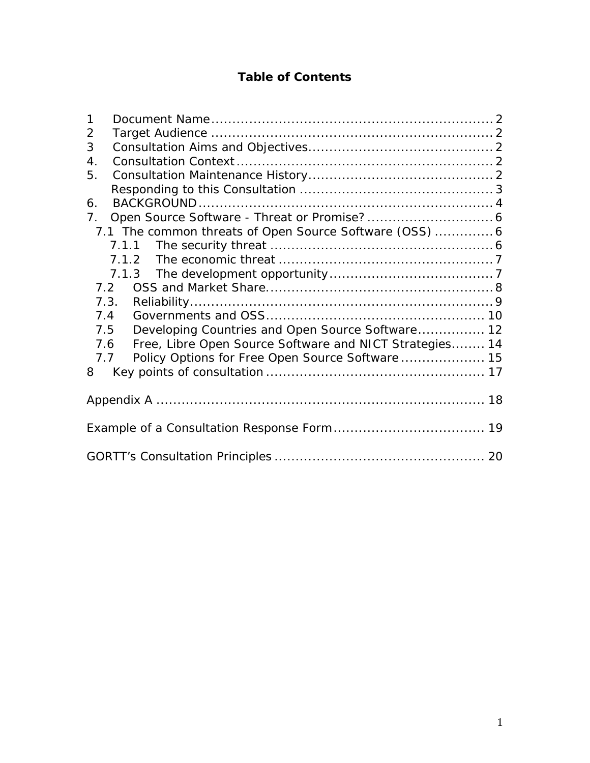# Table of Contents

1 Document Name .................................................................. 2
2 Target Audience .................................................................. 2
3 Consultation Aims and Objectives ........................................... 2
4. Consultation Context ............................................................ 2
5. Consultation Maintenance History ........................................... 2
Responding to this Consultation ............................................. 3
6. BACKGROUND ..................................................................... 4
7. Open Source Software - Threat or Promise? ............................. 6
7.1 The common threats of Open Source Software (OSS) ............. 6
7.1.1 The security threat .................................................... 6
7.1.2 The economic threat ................................................... 7
7.1.3 The development opportunity ...................................... 7
7.2 OSS and Market Share ..................................................... 8
7.3. Reliability ........................................................................ 9
7.4 Governments and OSS .................................................... 10
7.5 Developing Countries and Open Source Software ................ 12
7.6 Free, Libre Open Source Software and NICT Strategies ........ 14
7.7 Policy Options for Free Open Source Software .................... 15
8 Key points of consultation ................................................... 17

Appendix A ............................................................................ 18

Example of a Consultation Response Form .................................. 19

GORTT's Consultation Principles ................................................. 20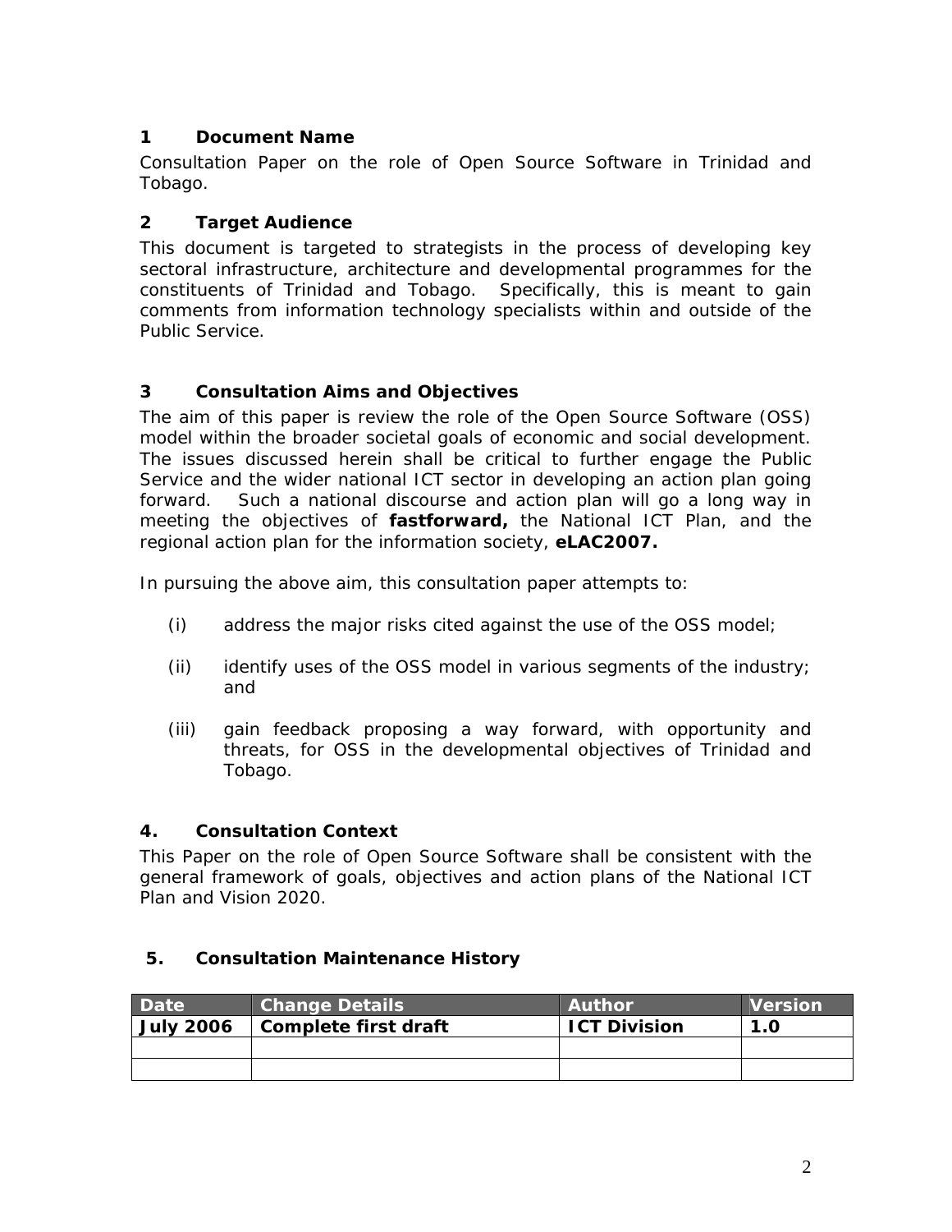## 1 Document Name

Consultation Paper on the role of Open Source Software in Trinidad and Tobago.

## 2 Target Audience

This document is targeted to strategists in the process of developing key sectoral infrastructure, architecture and developmental programmes for the constituents of Trinidad and Tobago. Specifically, this is meant to gain comments from information technology specialists within and outside of the Public Service.

## 3 Consultation Aims and Objectives

The aim of this paper is review the role of the Open Source Software (OSS) model within the broader societal goals of economic and social development. The issues discussed herein shall be critical to further engage the Public Service and the wider national ICT sector in developing an action plan going forward. Such a national discourse and action plan will go a long way in meeting the objectives of **fastforward,** the National ICT Plan, and the regional action plan for the information society, **eLAC2007.**

In pursuing the above aim, this consultation paper attempts to:

(i) address the major risks cited against the use of the OSS model;

(ii) identify uses of the OSS model in various segments of the industry; and

(iii) gain feedback proposing a way forward, with opportunity and threats, for OSS in the developmental objectives of Trinidad and Tobago.

## 4. Consultation Context

This Paper on the role of Open Source Software shall be consistent with the general framework of goals, objectives and action plans of the National ICT Plan and Vision 2020.

## 5. Consultation Maintenance History

| Date | Change Details | Author | Version |
|---|---|---|---|
| **July 2006** | **Complete first draft** | **ICT Division** | **1.0** |
| | | | |
| | | | |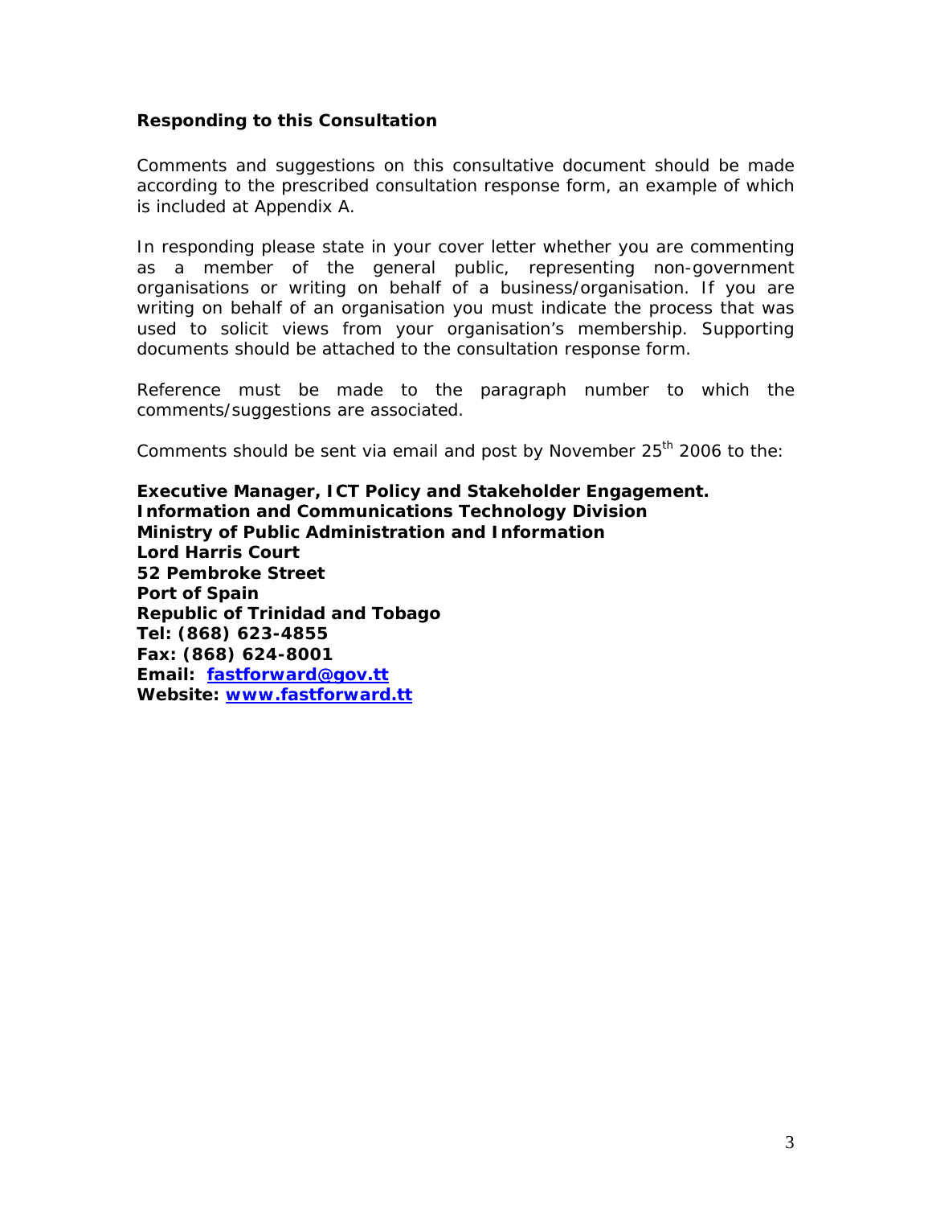## Responding to this Consultation

Comments and suggestions on this consultative document should be made according to the prescribed consultation response form, an example of which is included at Appendix A.

In responding please state in your cover letter whether you are commenting as a member of the general public, representing non-government organisations or writing on behalf of a business/organisation. If you are writing on behalf of an organisation you must indicate the process that was used to solicit views from your organisation's membership. Supporting documents should be attached to the consultation response form.

Reference must be made to the paragraph number to which the comments/suggestions are associated.

Comments should be sent via email and post by November 25th 2006 to the:

**Executive Manager, ICT Policy and Stakeholder Engagement.**
**Information and Communications Technology Division**
**Ministry of Public Administration and Information**
**Lord Harris Court**
**52 Pembroke Street**
**Port of Spain**
**Republic of Trinidad and Tobago**
**Tel: (868) 623-4855**
**Fax: (868) 624-8001**
**Email: fastforward@gov.tt**
**Website: www.fastforward.tt**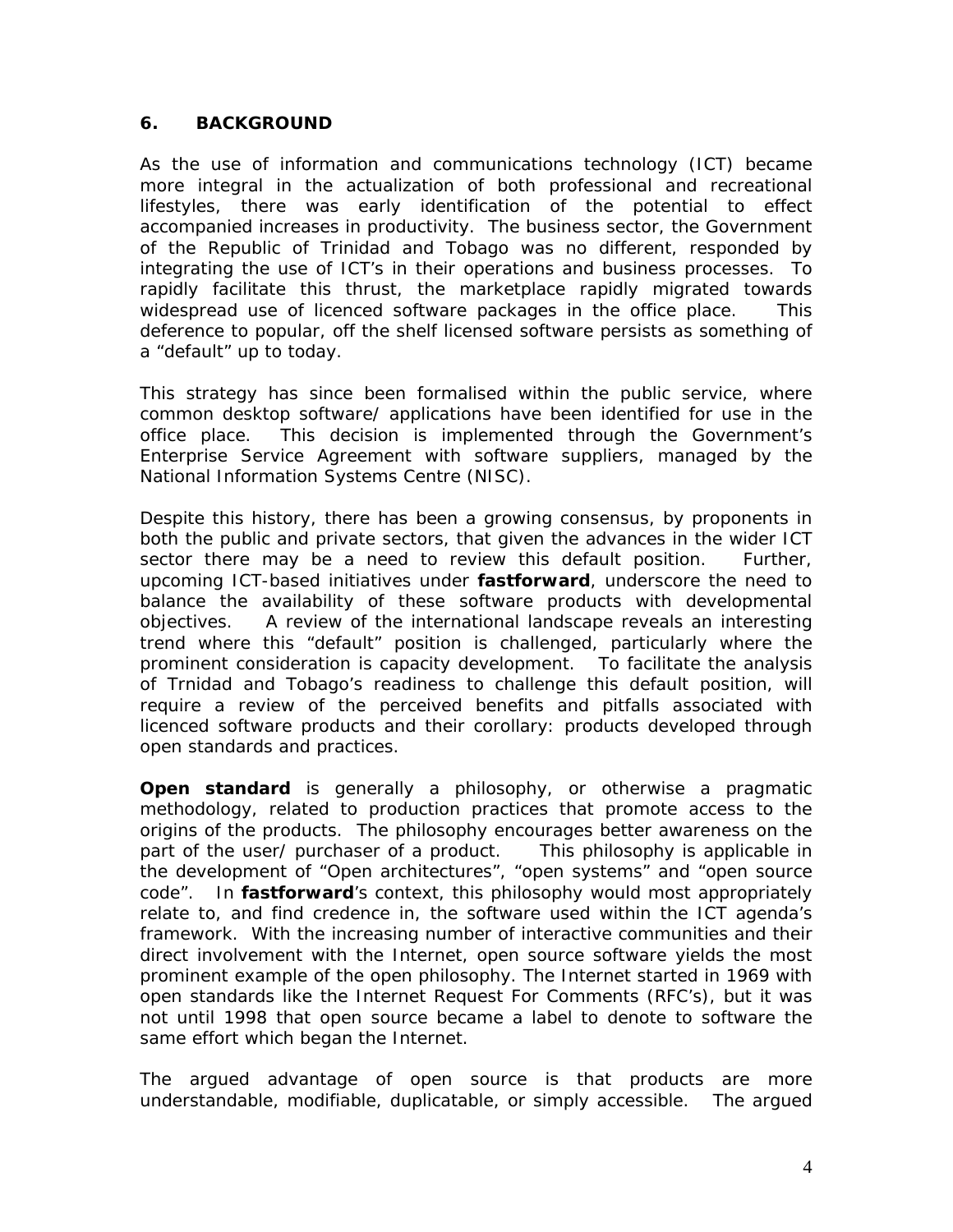## 6. BACKGROUND

As the use of information and communications technology (ICT) became more integral in the actualization of both professional and recreational lifestyles, there was early identification of the potential to effect accompanied increases in productivity. The business sector, the Government of the Republic of Trinidad and Tobago was no different, responded by integrating the use of ICT's in their operations and business processes. To rapidly facilitate this thrust, the marketplace rapidly migrated towards widespread use of licenced software packages in the office place. This deference to popular, off the shelf licensed software persists as something of a "default" up to today.

This strategy has since been formalised within the public service, where common desktop software/ applications have been identified for use in the office place. This decision is implemented through the Government's Enterprise Service Agreement with software suppliers, managed by the National Information Systems Centre (NISC).

Despite this history, there has been a growing consensus, by proponents in both the public and private sectors, that given the advances in the wider ICT sector there may be a need to review this default position. Further, upcoming ICT-based initiatives under **fastforward**, underscore the need to balance the availability of these software products with developmental objectives. A review of the international landscape reveals an interesting trend where this "default" position is challenged, particularly where the prominent consideration is capacity development. To facilitate the analysis of Trnidad and Tobago's readiness to challenge this default position, will require a review of the perceived benefits and pitfalls associated with licenced software products and their corollary: products developed through open standards and practices.

**Open standard** is generally a philosophy, or otherwise a pragmatic methodology, related to production practices that promote access to the origins of the products. The philosophy encourages better awareness on the part of the user/ purchaser of a product. This philosophy is applicable in the development of "Open architectures", "open systems" and "open source code". In **fastforward**'s context, this philosophy would most appropriately relate to, and find credence in, the software used within the ICT agenda's framework. With the increasing number of interactive communities and their direct involvement with the Internet, open source software yields the most prominent example of the open philosophy. The Internet started in 1969 with open standards like the Internet Request For Comments (RFC's), but it was not until 1998 that open source became a label to denote to software the same effort which began the Internet.

The argued advantage of open source is that products are more understandable, modifiable, duplicatable, or simply accessible. The argued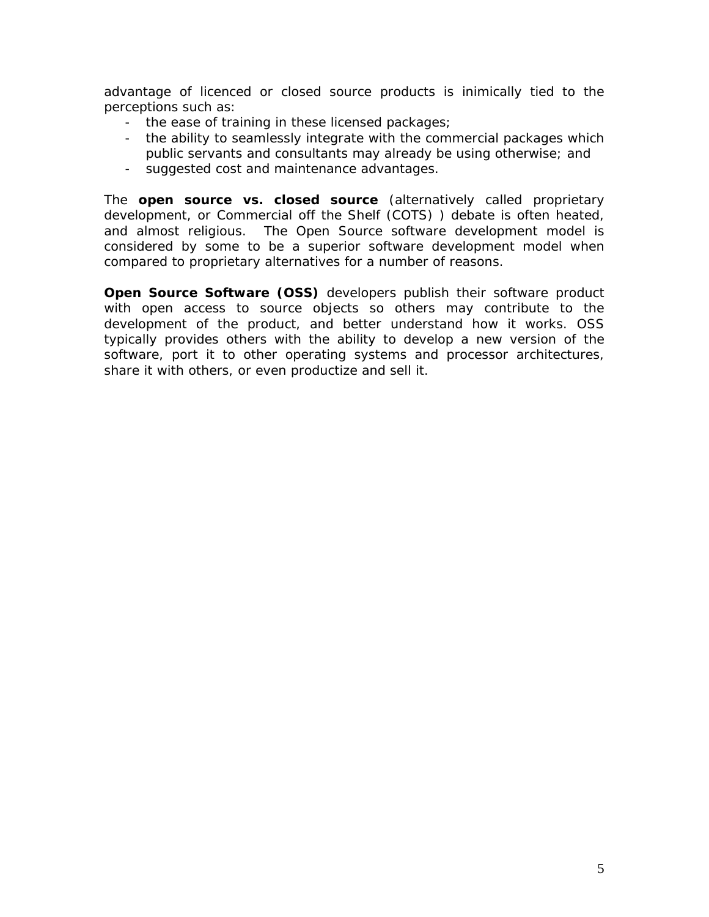advantage of licenced or closed source products is inimically tied to the perceptions such as:

- the ease of training in these licensed packages;
- the ability to seamlessly integrate with the commercial packages which public servants and consultants may already be using otherwise; and
- suggested cost and maintenance advantages.

The **open source vs. closed source** (alternatively called proprietary development, or Commercial off the Shelf (COTS) ) debate is often heated, and almost religious. The Open Source software development model is considered by some to be a superior software development model when compared to proprietary alternatives for a number of reasons.

**Open Source Software (OSS)** developers publish their software product with open access to source objects so others may contribute to the development of the product, and better understand how it works. OSS typically provides others with the ability to develop a new version of the software, port it to other operating systems and processor architectures, share it with others, or even productize and sell it.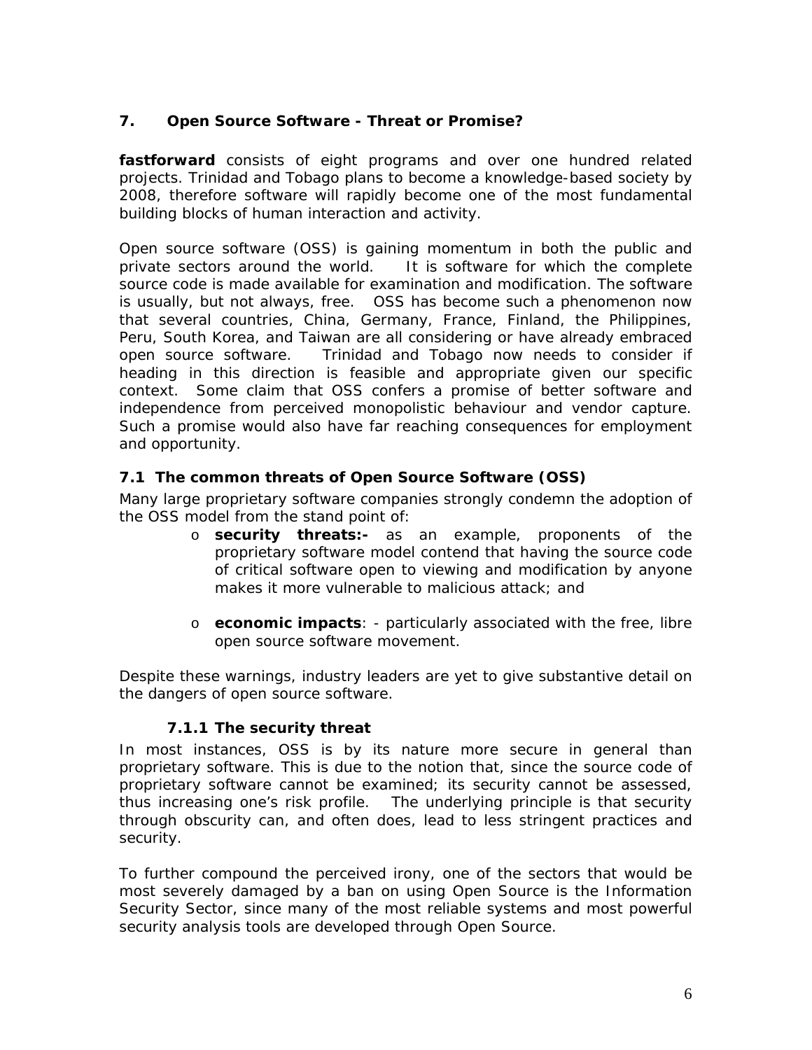## 7. Open Source Software - Threat or Promise?

**fastforward** consists of eight programs and over one hundred related projects. Trinidad and Tobago plans to become a knowledge-based society by 2008, therefore software will rapidly become one of the most fundamental building blocks of human interaction and activity.

Open source software (OSS) is gaining momentum in both the public and private sectors around the world. It is software for which the complete source code is made available for examination and modification. The software is usually, but not always, free. OSS has become such a phenomenon now that several countries, China, Germany, France, Finland, the Philippines, Peru, South Korea, and Taiwan are all considering or have already embraced open source software. Trinidad and Tobago now needs to consider if heading in this direction is feasible and appropriate given our specific context. Some claim that OSS confers a promise of better software and independence from perceived monopolistic behaviour and vendor capture. Such a promise would also have far reaching consequences for employment and opportunity.

### 7.1 The common threats of Open Source Software (OSS)

Many large proprietary software companies strongly condemn the adoption of the OSS model from the stand point of:

- **security threats:-** as an example, proponents of the proprietary software model contend that having the source code of critical software open to viewing and modification by anyone makes it more vulnerable to malicious attack; and
- **economic impacts**: - particularly associated with the free, libre open source software movement.

Despite these warnings, industry leaders are yet to give substantive detail on the dangers of open source software.

#### 7.1.1 The security threat

In most instances, OSS is by its nature more secure in general than proprietary software. This is due to the notion that, since the source code of proprietary software cannot be examined; its security cannot be assessed, thus increasing one's risk profile. The underlying principle is that security through obscurity can, and often does, lead to less stringent practices and security.

To further compound the perceived irony, one of the sectors that would be most severely damaged by a ban on using Open Source is the Information Security Sector, since many of the most reliable systems and most powerful security analysis tools are developed through Open Source.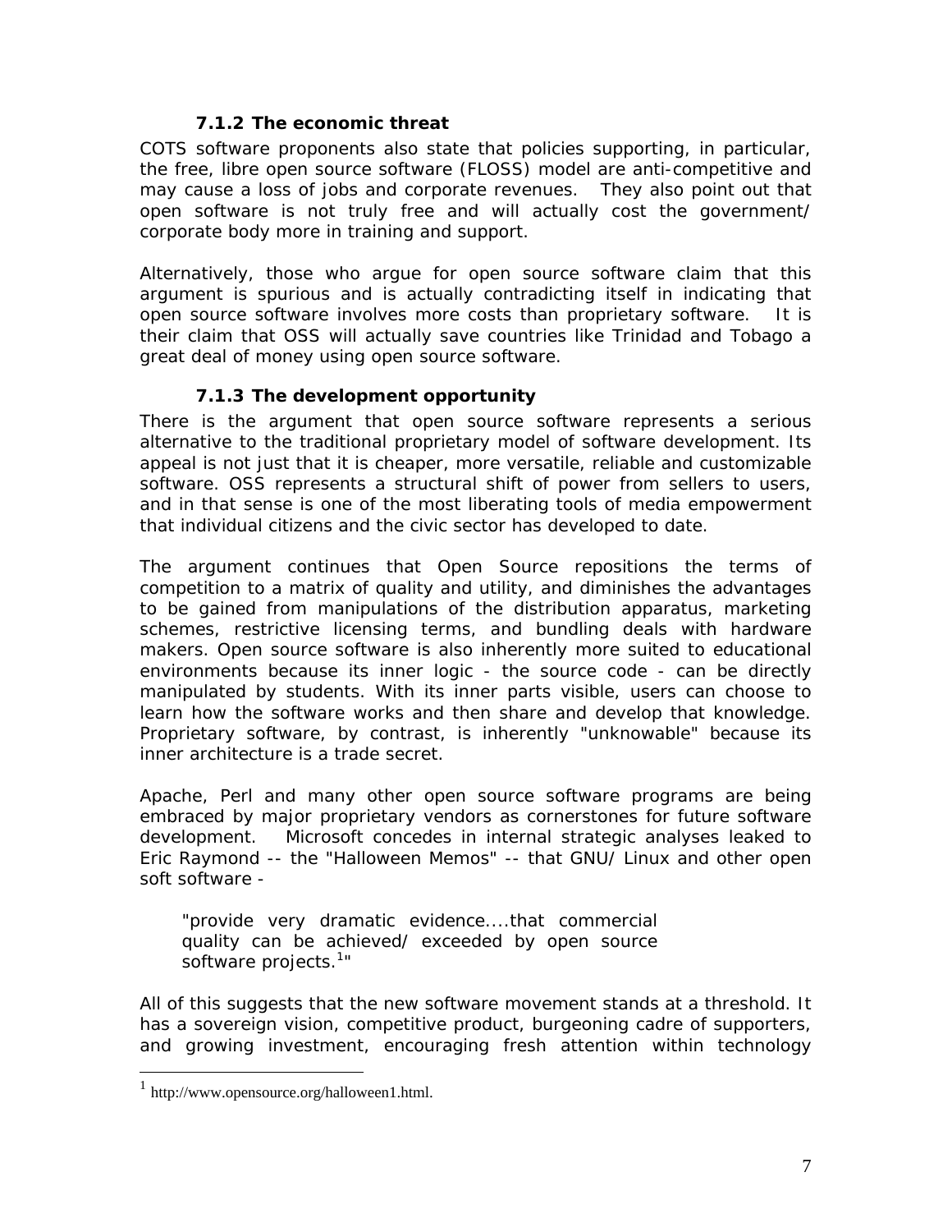### 7.1.2 The economic threat

COTS software proponents also state that policies supporting, in particular, the free, libre open source software (FLOSS) model are anti-competitive and may cause a loss of jobs and corporate revenues. They also point out that open software is not truly free and will actually cost the government/ corporate body more in training and support.

Alternatively, those who argue for open source software claim that this argument is spurious and is actually contradicting itself in indicating that open source software involves more costs than proprietary software. It is their claim that OSS will actually save countries like Trinidad and Tobago a great deal of money using open source software.

### 7.1.3 The development opportunity

There is the argument that open source software represents a serious alternative to the traditional proprietary model of software development. Its appeal is not just that it is cheaper, more versatile, reliable and customizable software. OSS represents a structural shift of power from sellers to users, and in that sense is one of the most liberating tools of media empowerment that individual citizens and the civic sector has developed to date.

The argument continues that Open Source repositions the terms of competition to a matrix of quality and utility, and diminishes the advantages to be gained from manipulations of the distribution apparatus, marketing schemes, restrictive licensing terms, and bundling deals with hardware makers. Open source software is also inherently more suited to educational environments because its inner logic - the source code - can be directly manipulated by students. With its inner parts visible, users can choose to learn how the software works and then share and develop that knowledge. Proprietary software, by contrast, is inherently "unknowable" because its inner architecture is a trade secret.

Apache, Perl and many other open source software programs are being embraced by major proprietary vendors as cornerstones for future software development. Microsoft concedes in internal strategic analyses leaked to Eric Raymond -- the "Halloween Memos" -- that GNU/ Linux and other open soft software -

> "provide very dramatic evidence....that commercial quality can be achieved/ exceeded by open source software projects.[1]"

All of this suggests that the new software movement stands at a threshold. It has a sovereign vision, competitive product, burgeoning cadre of supporters, and growing investment, encouraging fresh attention within technology

[1] http://www.opensource.org/halloween1.html.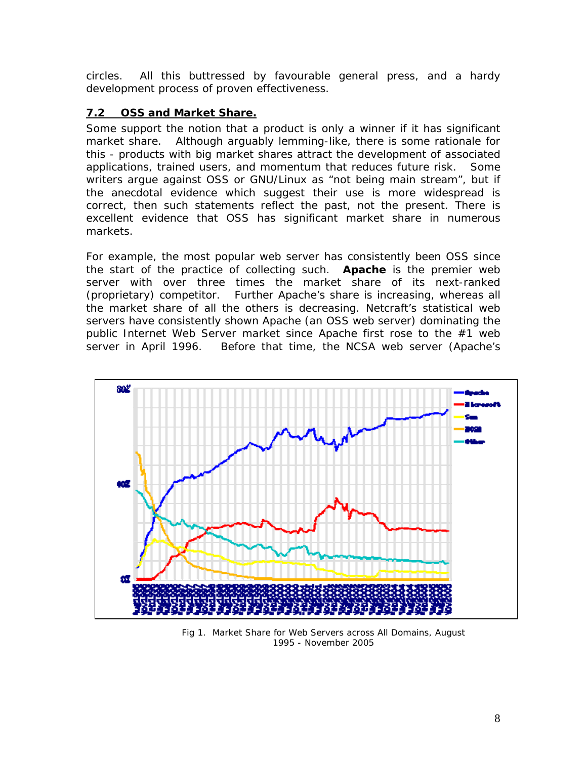circles. All this buttressed by favourable general press, and a hardy development process of proven effectiveness.

## 7.2 OSS and Market Share.

Some support the notion that a product is only a winner if it has significant market share. Although arguably lemming-like, there is some rationale for this - products with big market shares attract the development of associated applications, trained users, and momentum that reduces future risk. Some writers argue against OSS or GNU/Linux as "not being main stream", but if the anecdotal evidence which suggest their use is more widespread is correct, then such statements reflect the past, not the present. There is excellent evidence that OSS has significant market share in numerous markets.

For example, the most popular web server has consistently been OSS since the start of the practice of collecting such. **Apache** is the premier web server with over three times the market share of its next-ranked (proprietary) competitor. Further Apache's share is increasing, whereas all the market share of all the others is decreasing. Netcraft's statistical web servers have consistently shown Apache (an OSS web server) dominating the public Internet Web Server market since Apache first rose to the #1 web server in April 1996. Before that time, the NCSA web server (Apache's

Fig 1. Market Share for Web Servers across All Domains, August 1995 - November 2005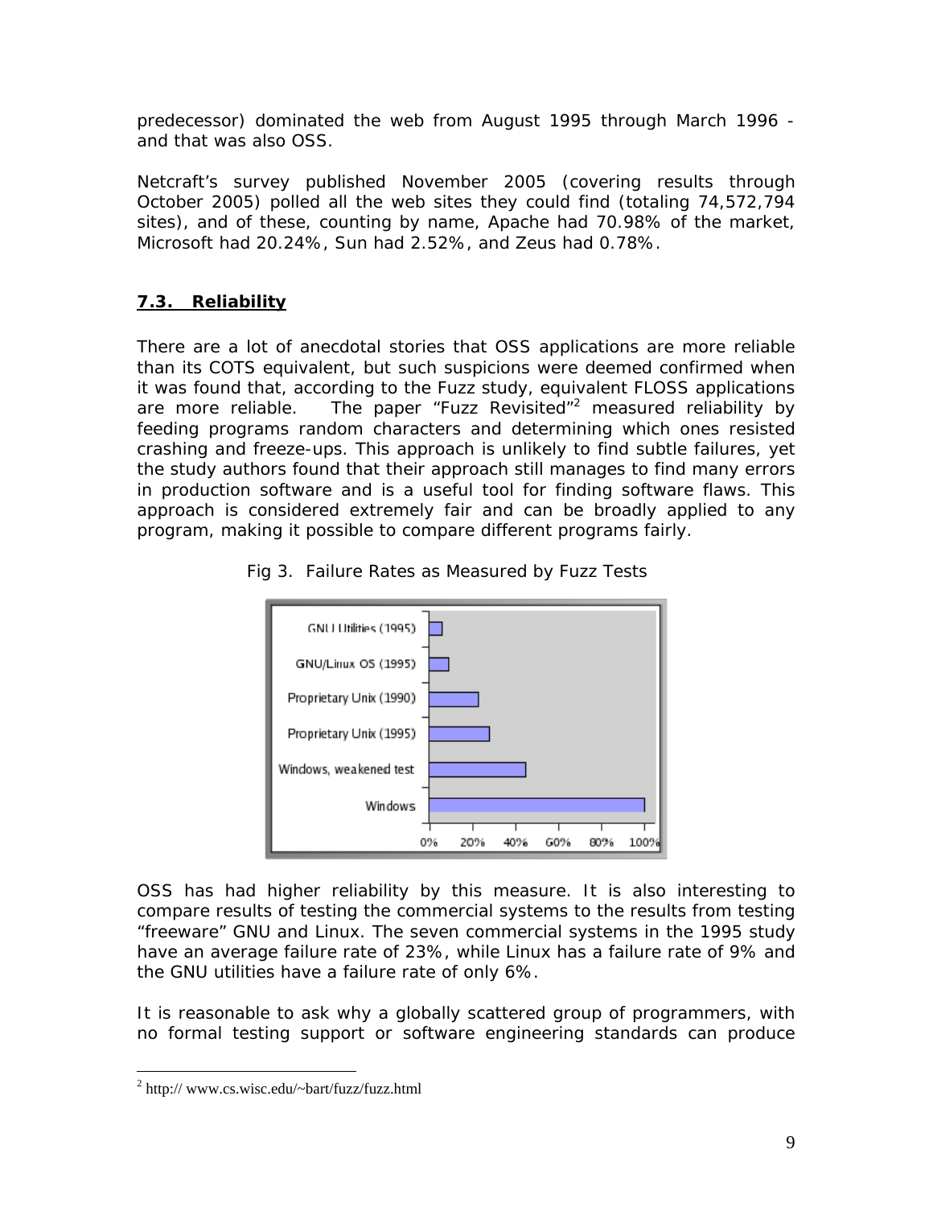predecessor) dominated the web from August 1995 through March 1996 - and that was also OSS.

Netcraft's survey published November 2005 (covering results through October 2005) polled all the web sites they could find (totaling 74,572,794 sites), and of these, counting by name, Apache had 70.98% of the market, Microsoft had 20.24%, Sun had 2.52%, and Zeus had 0.78%.

## 7.3. Reliability

There are a lot of anecdotal stories that OSS applications are more reliable than its COTS equivalent, but such suspicions were deemed confirmed when it was found that, according to the Fuzz study, equivalent FLOSS applications are more reliable. The paper "Fuzz Revisited"[2] measured reliability by feeding programs random characters and determining which ones resisted crashing and freeze-ups. This approach is unlikely to find subtle failures, yet the study authors found that their approach still manages to find many errors in production software and is a useful tool for finding software flaws. This approach is considered extremely fair and can be broadly applied to any program, making it possible to compare different programs fairly.

Fig 3. Failure Rates as Measured by Fuzz Tests

OSS has had higher reliability by this measure. It is also interesting to compare results of testing the commercial systems to the results from testing "freeware" GNU and Linux. The seven commercial systems in the 1995 study have an average failure rate of 23%, while Linux has a failure rate of 9% and the GNU utilities have a failure rate of only 6%.

It is reasonable to ask why a globally scattered group of programmers, with no formal testing support or software engineering standards can produce

[2] http:// www.cs.wisc.edu/~bart/fuzz/fuzz.html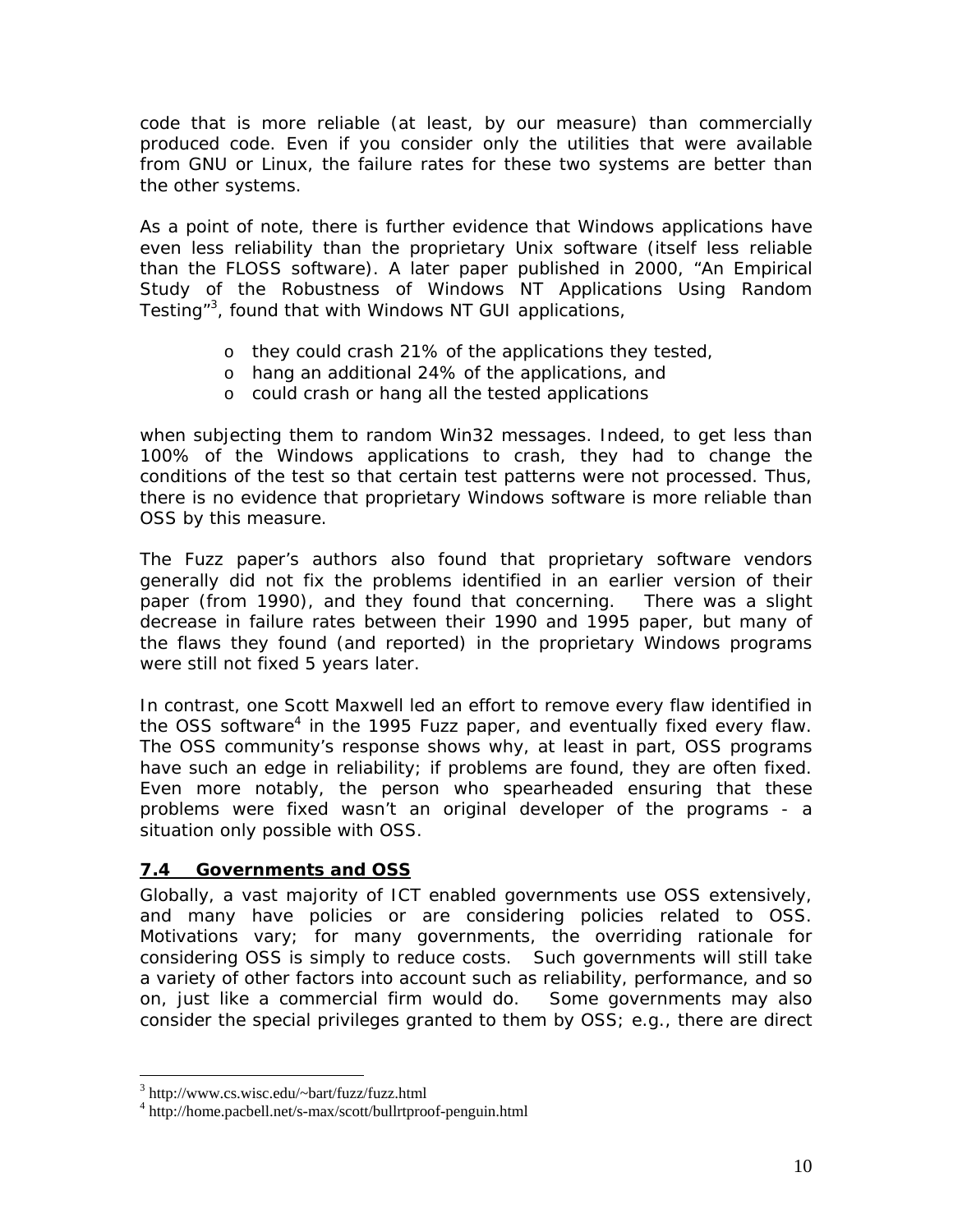code that is more reliable (at least, by our measure) than commercially produced code. Even if you consider only the utilities that were available from GNU or Linux, the failure rates for these two systems are better than the other systems.

As a point of note, there is further evidence that Windows applications have even less reliability than the proprietary Unix software (itself less reliable than the FLOSS software). A later paper published in 2000, "An Empirical Study of the Robustness of Windows NT Applications Using Random Testing"[3], found that with Windows NT GUI applications,

- they could crash 21% of the applications they tested,
- hang an additional 24% of the applications, and
- could crash or hang all the tested applications

when subjecting them to random Win32 messages. Indeed, to get less than 100% of the Windows applications to crash, they had to change the conditions of the test so that certain test patterns were not processed. Thus, there is no evidence that proprietary Windows software is more reliable than OSS by this measure.

The Fuzz paper's authors also found that proprietary software vendors generally did not fix the problems identified in an earlier version of their paper (from 1990), and they found that concerning. There was a slight decrease in failure rates between their 1990 and 1995 paper, but many of the flaws they found (and reported) in the proprietary Windows programs were still not fixed 5 years later.

In contrast, one Scott Maxwell led an effort to remove every flaw identified in the OSS software[4] in the 1995 Fuzz paper, and eventually fixed every flaw. The OSS community's response shows why, at least in part, OSS programs have such an edge in reliability; if problems are found, they are often fixed. Even more notably, the person who spearheaded ensuring that these problems were fixed wasn't an original developer of the programs - a situation only possible with OSS.

### 7.4 Governments and OSS

Globally, a vast majority of ICT enabled governments use OSS extensively, and many have policies or are considering policies related to OSS. Motivations vary; for many governments, the overriding rationale for considering OSS is simply to reduce costs. Such governments will still take a variety of other factors into account such as reliability, performance, and so on, just like a commercial firm would do. Some governments may also consider the special privileges granted to them by OSS; e.g., there are direct

---

[3] http://www.cs.wisc.edu/~bart/fuzz/fuzz.html

[4] http://home.pacbell.net/s-max/scott/bullrtproof-penguin.html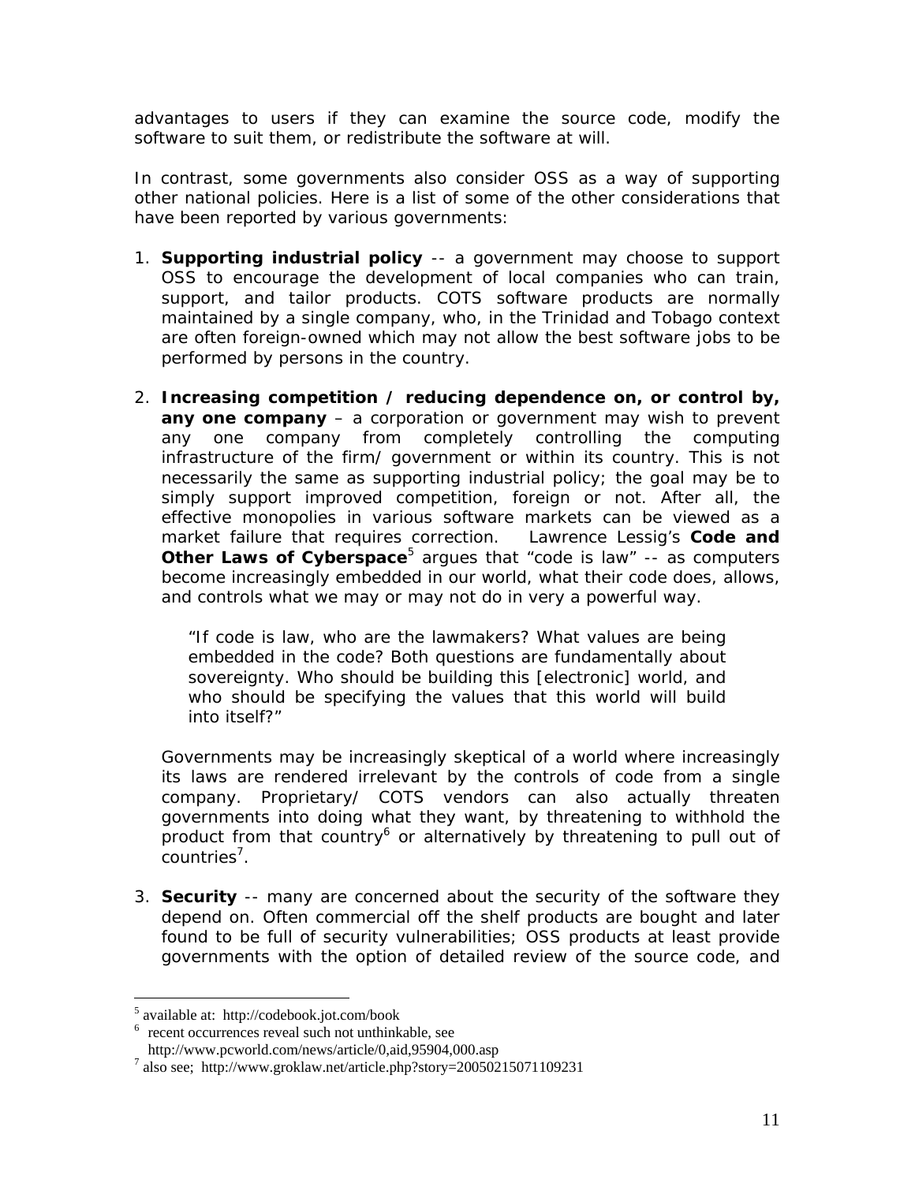advantages to users if they can examine the source code, modify the software to suit them, or redistribute the software at will.

In contrast, some governments also consider OSS as a way of supporting other national policies. Here is a list of some of the other considerations that have been reported by various governments:

1. **Supporting industrial policy** -- a government may choose to support OSS to encourage the development of local companies who can train, support, and tailor products. COTS software products are normally maintained by a single company, who, in the Trinidad and Tobago context are often foreign-owned which may not allow the best software jobs to be performed by persons in the country.

2. **Increasing competition / reducing dependence on, or control by, any one company** – a corporation or government may wish to prevent any one company from completely controlling the computing infrastructure of the firm/ government or within its country. This is not necessarily the same as supporting industrial policy; the goal may be to simply support improved competition, foreign or not. After all, the effective monopolies in various software markets can be viewed as a market failure that requires correction. Lawrence Lessig's **Code and Other Laws of Cyberspace**[5] argues that "code is law" -- as computers become increasingly embedded in our world, what their code does, allows, and controls what we may or may not do in very a powerful way.

   > "If code is law, who are the lawmakers? What values are being embedded in the code? Both questions are fundamentally about sovereignty. Who should be building this [electronic] world, and who should be specifying the values that this world will build into itself?"

   Governments may be increasingly skeptical of a world where increasingly its laws are rendered irrelevant by the controls of code from a single company. Proprietary/ COTS vendors can also actually threaten governments into doing what they want, by threatening to withhold the product from that country[6] or alternatively by threatening to pull out of countries[7].

3. **Security** -- many are concerned about the security of the software they depend on. Often commercial off the shelf products are bought and later found to be full of security vulnerabilities; OSS products at least provide governments with the option of detailed review of the source code, and

---

[5] available at: http://codebook.jot.com/book

[6] recent occurrences reveal such not unthinkable, see http://www.pcworld.com/news/article/0,aid,95904,000.asp

[7] also see; http://www.groklaw.net/article.php?story=20050215071109231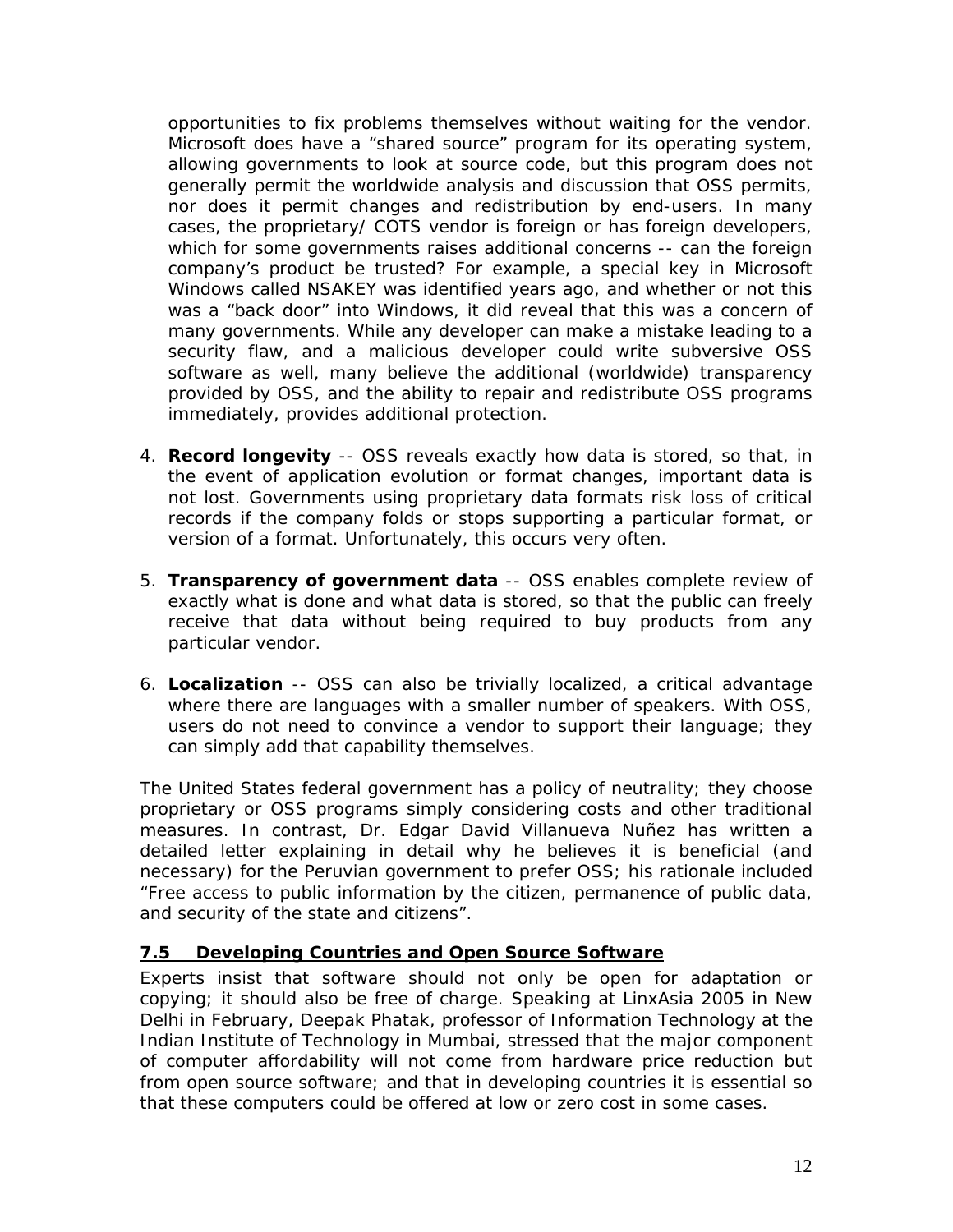opportunities to fix problems themselves without waiting for the vendor. Microsoft does have a "shared source" program for its operating system, allowing governments to look at source code, but this program does not generally permit the worldwide analysis and discussion that OSS permits, nor does it permit changes and redistribution by end-users. In many cases, the proprietary/ COTS vendor is foreign or has foreign developers, which for some governments raises additional concerns -- can the foreign company's product be trusted? For example, a special key in Microsoft Windows called NSAKEY was identified years ago, and whether or not this was a "back door" into Windows, it did reveal that this was a concern of many governments. While any developer can make a mistake leading to a security flaw, and a malicious developer could write subversive OSS software as well, many believe the additional (worldwide) transparency provided by OSS, and the ability to repair and redistribute OSS programs immediately, provides additional protection.

4. **Record longevity** -- OSS reveals exactly how data is stored, so that, in the event of application evolution or format changes, important data is not lost. Governments using proprietary data formats risk loss of critical records if the company folds or stops supporting a particular format, or version of a format. Unfortunately, this occurs very often.

5. **Transparency of government data** -- OSS enables complete review of exactly what is done and what data is stored, so that the public can freely receive that data without being required to buy products from any particular vendor.

6. **Localization** -- OSS can also be trivially localized, a critical advantage where there are languages with a smaller number of speakers. With OSS, users do not need to convince a vendor to support their language; they can simply add that capability themselves.

The United States federal government has a policy of neutrality; they choose proprietary or OSS programs simply considering costs and other traditional measures. In contrast, Dr. Edgar David Villanueva Nuñez has written a detailed letter explaining in detail why he believes it is beneficial (and necessary) for the Peruvian government to prefer OSS; his rationale included "Free access to public information by the citizen, permanence of public data, and security of the state and citizens".

### 7.5 Developing Countries and Open Source Software

Experts insist that software should not only be open for adaptation or copying; it should also be free of charge. Speaking at LinxAsia 2005 in New Delhi in February, Deepak Phatak, professor of Information Technology at the Indian Institute of Technology in Mumbai, stressed that the major component of computer affordability will not come from hardware price reduction but from open source software; and that in developing countries it is essential so that these computers could be offered at low or zero cost in some cases.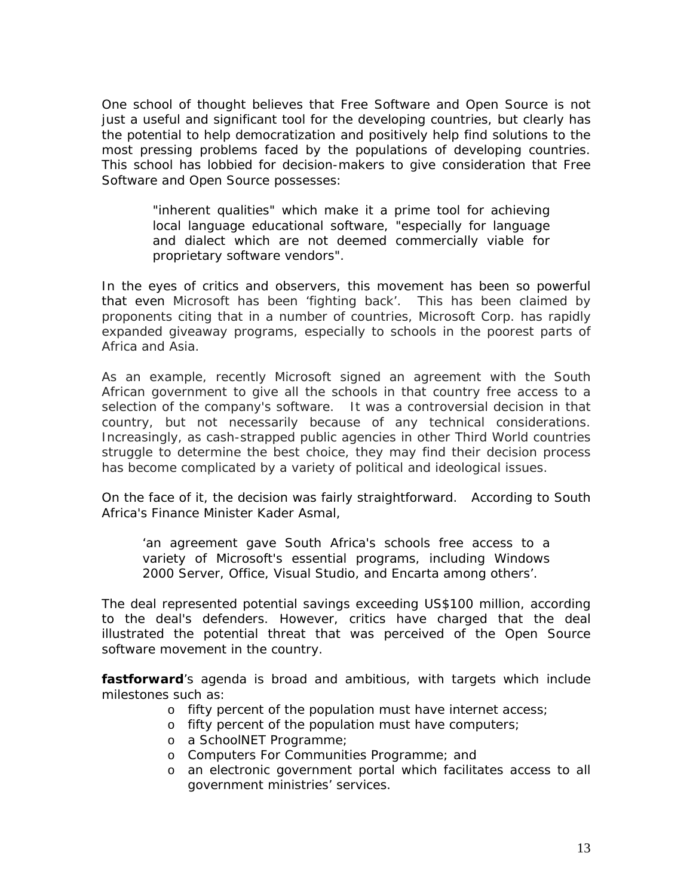One school of thought believes that Free Software and Open Source is not just a useful and significant tool for the developing countries, but clearly has the potential to help democratization and positively help find solutions to the most pressing problems faced by the populations of developing countries. This school has lobbied for decision-makers to give consideration that Free Software and Open Source possesses:

> "inherent qualities" which make it a prime tool for achieving local language educational software, "especially for language and dialect which are not deemed commercially viable for proprietary software vendors".

In the eyes of critics and observers, this movement has been so powerful that even Microsoft has been 'fighting back'. This has been claimed by proponents citing that in a number of countries, Microsoft Corp. has rapidly expanded giveaway programs, especially to schools in the poorest parts of Africa and Asia.

As an example, recently Microsoft signed an agreement with the South African government to give all the schools in that country free access to a selection of the company's software. It was a controversial decision in that country, but not necessarily because of any technical considerations. Increasingly, as cash-strapped public agencies in other Third World countries struggle to determine the best choice, they may find their decision process has become complicated by a variety of political and ideological issues.

On the face of it, the decision was fairly straightforward. According to South Africa's Finance Minister Kader Asmal,

> 'an agreement gave South Africa's schools free access to a variety of Microsoft's essential programs, including Windows 2000 Server, Office, Visual Studio, and Encarta among others'.

The deal represented potential savings exceeding US$100 million, according to the deal's defenders. However, critics have charged that the deal illustrated the potential threat that was perceived of the Open Source software movement in the country.

**fastforward**'s agenda is broad and ambitious, with targets which include milestones such as:

- fifty percent of the population must have internet access;
- fifty percent of the population must have computers;
- a SchoolNET Programme;
- Computers For Communities Programme; and
- an electronic government portal which facilitates access to all government ministries' services.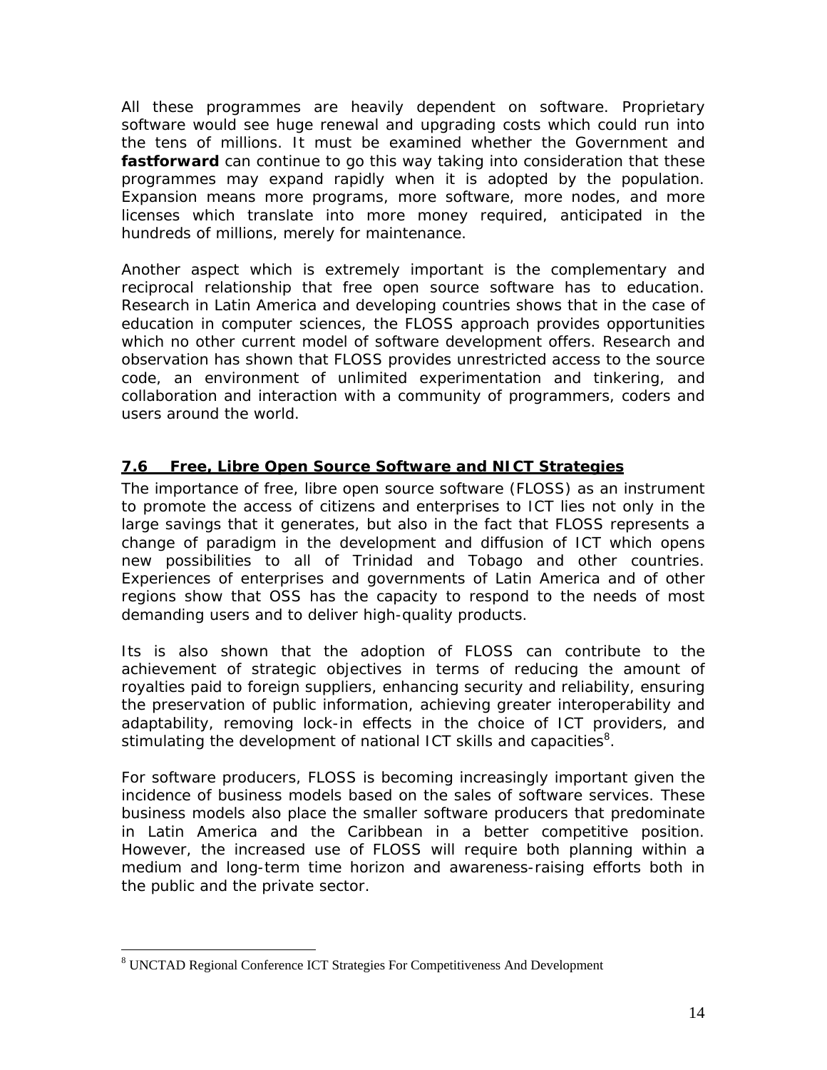All these programmes are heavily dependent on software. Proprietary software would see huge renewal and upgrading costs which could run into the tens of millions. It must be examined whether the Government and **fastforward** can continue to go this way taking into consideration that these programmes may expand rapidly when it is adopted by the population. Expansion means more programs, more software, more nodes, and more licenses which translate into more money required, anticipated in the hundreds of millions, merely for maintenance.

Another aspect which is extremely important is the complementary and reciprocal relationship that free open source software has to education. Research in Latin America and developing countries shows that in the case of education in computer sciences, the FLOSS approach provides opportunities which no other current model of software development offers. Research and observation has shown that FLOSS provides unrestricted access to the source code, an environment of unlimited experimentation and tinkering, and collaboration and interaction with a community of programmers, coders and users around the world.

## 7.6 Free, Libre Open Source Software and NICT Strategies

The importance of free, libre open source software (FLOSS) as an instrument to promote the access of citizens and enterprises to ICT lies not only in the large savings that it generates, but also in the fact that FLOSS represents a change of paradigm in the development and diffusion of ICT which opens new possibilities to all of Trinidad and Tobago and other countries. Experiences of enterprises and governments of Latin America and of other regions show that OSS has the capacity to respond to the needs of most demanding users and to deliver high-quality products.

Its is also shown that the adoption of FLOSS can contribute to the achievement of strategic objectives in terms of reducing the amount of royalties paid to foreign suppliers, enhancing security and reliability, ensuring the preservation of public information, achieving greater interoperability and adaptability, removing lock-in effects in the choice of ICT providers, and stimulating the development of national ICT skills and capacities[8].

For software producers, FLOSS is becoming increasingly important given the incidence of business models based on the sales of software services. These business models also place the smaller software producers that predominate in Latin America and the Caribbean in a better competitive position. However, the increased use of FLOSS will require both planning within a medium and long-term time horizon and awareness-raising efforts both in the public and the private sector.

---

[8] UNCTAD Regional Conference ICT Strategies For Competitiveness And Development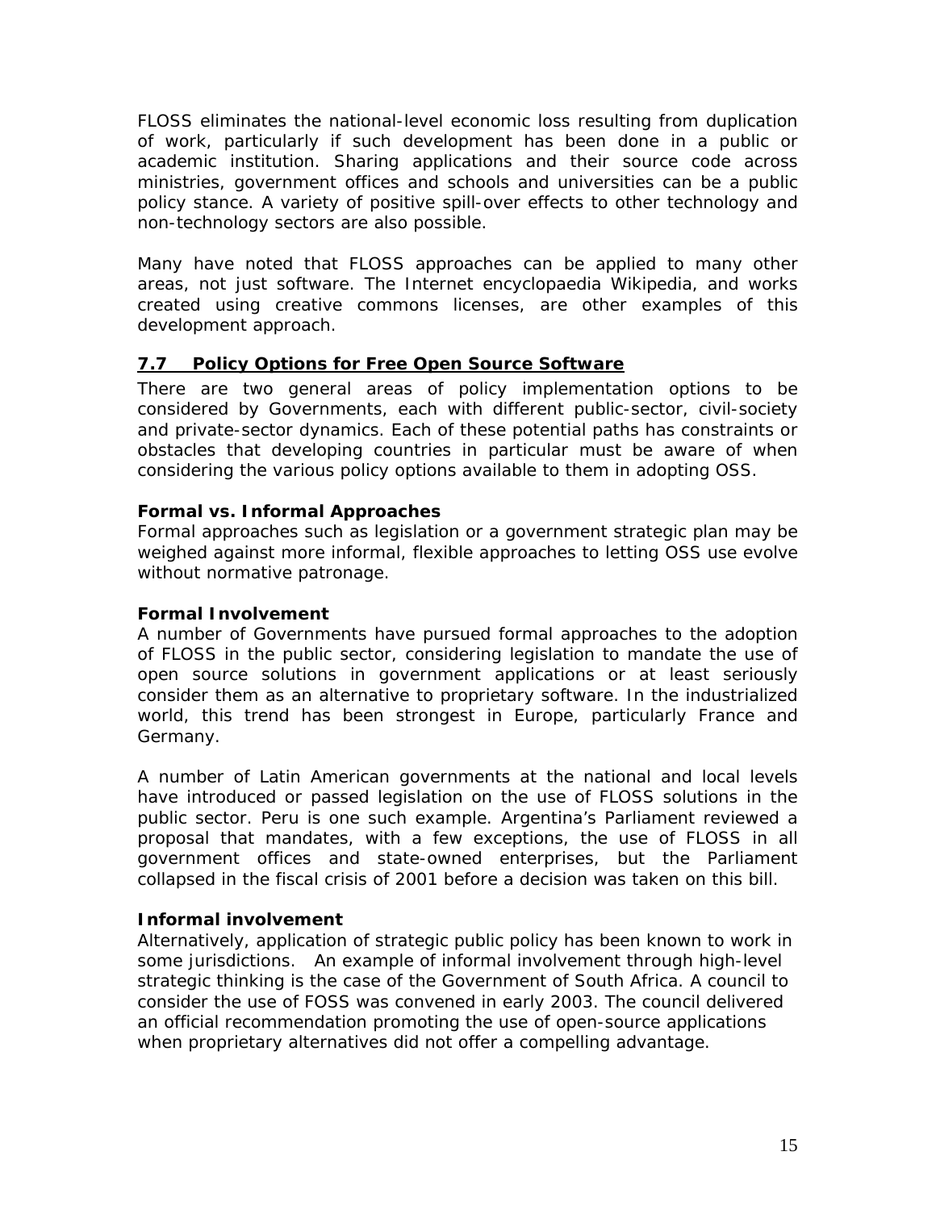FLOSS eliminates the national-level economic loss resulting from duplication of work, particularly if such development has been done in a public or academic institution. Sharing applications and their source code across ministries, government offices and schools and universities can be a public policy stance. A variety of positive spill-over effects to other technology and non-technology sectors are also possible.

Many have noted that FLOSS approaches can be applied to many other areas, not just software. The Internet encyclopaedia Wikipedia, and works created using creative commons licenses, are other examples of this development approach.

## 7.7 Policy Options for Free Open Source Software

There are two general areas of policy implementation options to be considered by Governments, each with different public-sector, civil-society and private-sector dynamics. Each of these potential paths has constraints or obstacles that developing countries in particular must be aware of when considering the various policy options available to them in adopting OSS.

### Formal vs. Informal Approaches

Formal approaches such as legislation or a government strategic plan may be weighed against more informal, flexible approaches to letting OSS use evolve without normative patronage.

### Formal Involvement

A number of Governments have pursued formal approaches to the adoption of FLOSS in the public sector, considering legislation to mandate the use of open source solutions in government applications or at least seriously consider them as an alternative to proprietary software. In the industrialized world, this trend has been strongest in Europe, particularly France and Germany.

A number of Latin American governments at the national and local levels have introduced or passed legislation on the use of FLOSS solutions in the public sector. Peru is one such example. Argentina's Parliament reviewed a proposal that mandates, with a few exceptions, the use of FLOSS in all government offices and state-owned enterprises, but the Parliament collapsed in the fiscal crisis of 2001 before a decision was taken on this bill.

### Informal involvement

Alternatively, application of strategic public policy has been known to work in some jurisdictions. An example of informal involvement through high-level strategic thinking is the case of the Government of South Africa. A council to consider the use of FOSS was convened in early 2003. The council delivered an official recommendation promoting the use of open-source applications when proprietary alternatives did not offer a compelling advantage.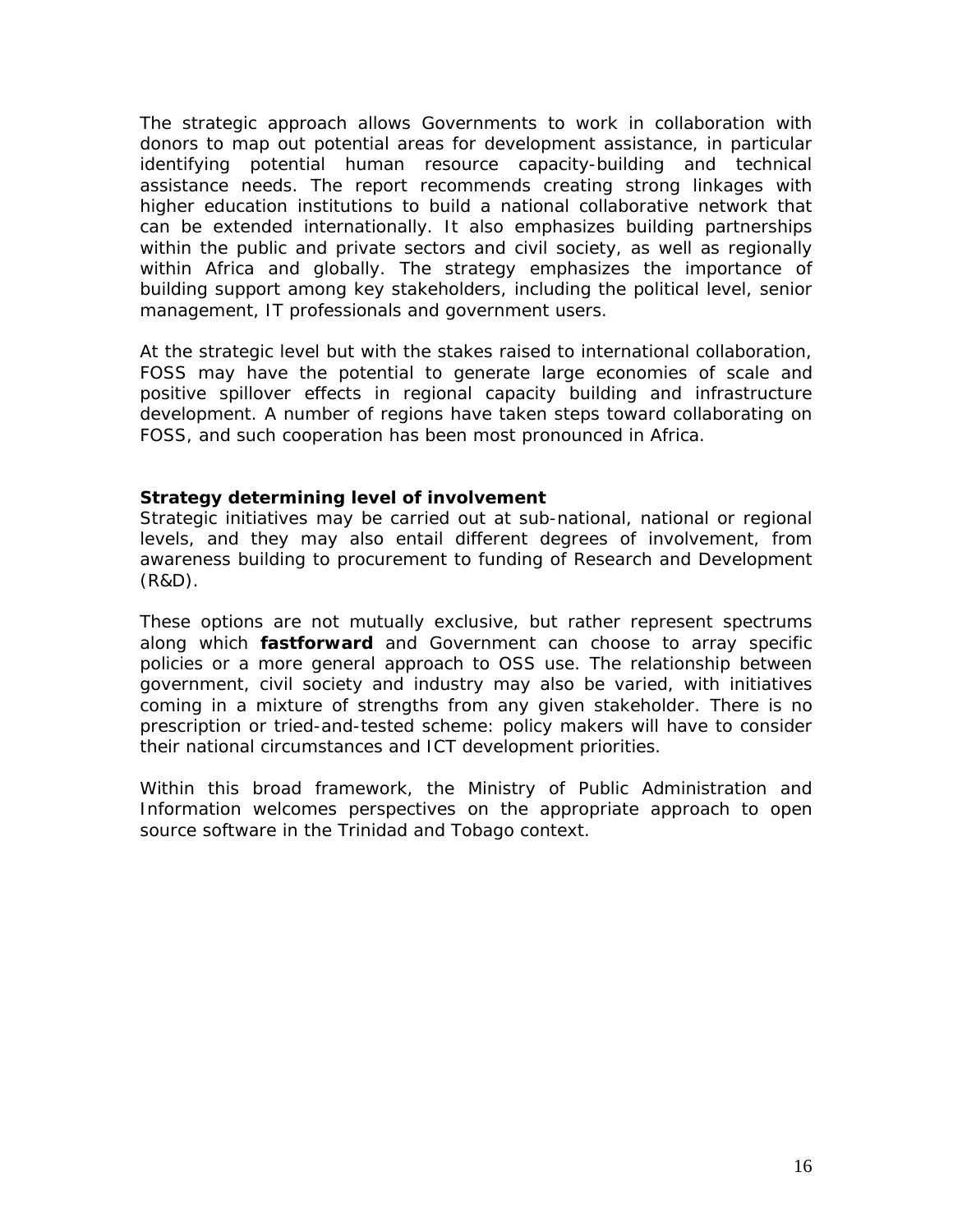The strategic approach allows Governments to work in collaboration with donors to map out potential areas for development assistance, in particular identifying potential human resource capacity-building and technical assistance needs. The report recommends creating strong linkages with higher education institutions to build a national collaborative network that can be extended internationally. It also emphasizes building partnerships within the public and private sectors and civil society, as well as regionally within Africa and globally. The strategy emphasizes the importance of building support among key stakeholders, including the political level, senior management, IT professionals and government users.

At the strategic level but with the stakes raised to international collaboration, FOSS may have the potential to generate large economies of scale and positive spillover effects in regional capacity building and infrastructure development. A number of regions have taken steps toward collaborating on FOSS, and such cooperation has been most pronounced in Africa.

**Strategy determining level of involvement**

Strategic initiatives may be carried out at sub-national, national or regional levels, and they may also entail different degrees of involvement, from awareness building to procurement to funding of Research and Development (R&D).

These options are not mutually exclusive, but rather represent spectrums along which **fastforward** and Government can choose to array specific policies or a more general approach to OSS use. The relationship between government, civil society and industry may also be varied, with initiatives coming in a mixture of strengths from any given stakeholder. There is no prescription or tried-and-tested scheme: policy makers will have to consider their national circumstances and ICT development priorities.

Within this broad framework, the Ministry of Public Administration and Information welcomes perspectives on the appropriate approach to open source software in the Trinidad and Tobago context.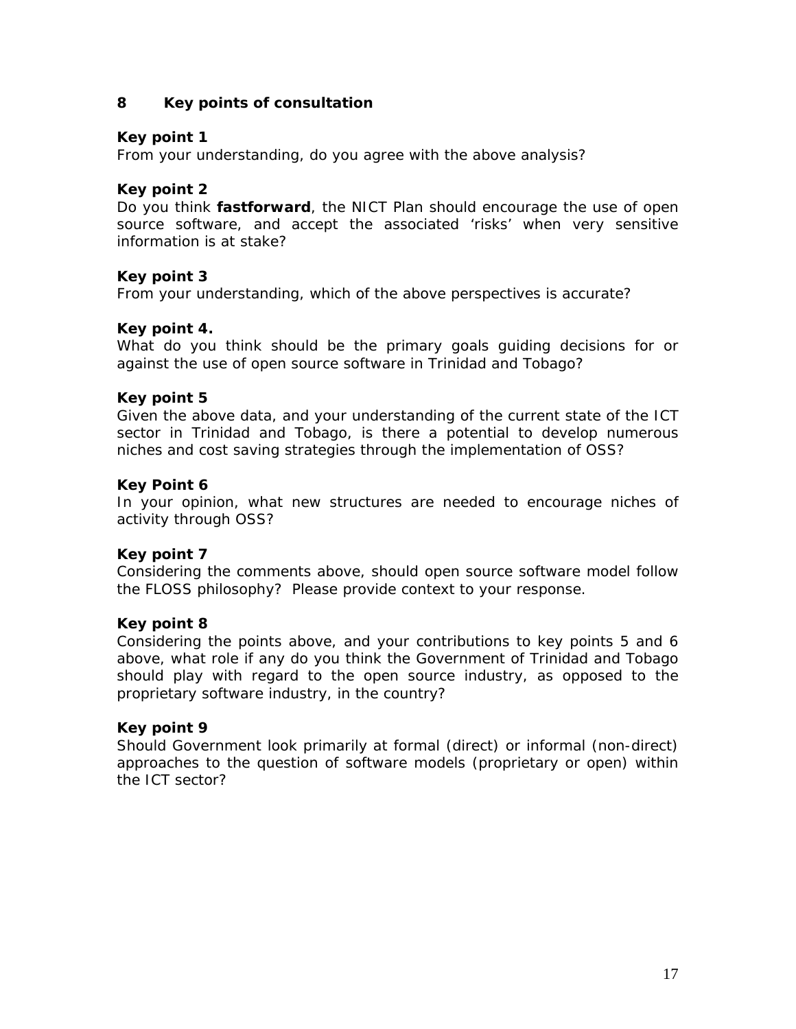## 8 Key points of consultation

**Key point 1**
From your understanding, do you agree with the above analysis?

**Key point 2**
Do you think **fastforward**, the NICT Plan should encourage the use of open source software, and accept the associated 'risks' when very sensitive information is at stake?

**Key point 3**
From your understanding, which of the above perspectives is accurate?

**Key point 4.**
What do you think should be the primary goals guiding decisions for or against the use of open source software in Trinidad and Tobago?

**Key point 5**
Given the above data, and your understanding of the current state of the ICT sector in Trinidad and Tobago, is there a potential to develop numerous niches and cost saving strategies through the implementation of OSS?

**Key Point 6**
In your opinion, what new structures are needed to encourage niches of activity through OSS?

**Key point 7**
Considering the comments above, should open source software model follow the FLOSS philosophy? Please provide context to your response.

**Key point 8**
Considering the points above, and your contributions to key points 5 and 6 above, what role if any do you think the Government of Trinidad and Tobago should play with regard to the open source industry, as opposed to the proprietary software industry, in the country?

**Key point 9**
Should Government look primarily at formal (direct) or informal (non-direct) approaches to the question of software models (proprietary or open) within the ICT sector?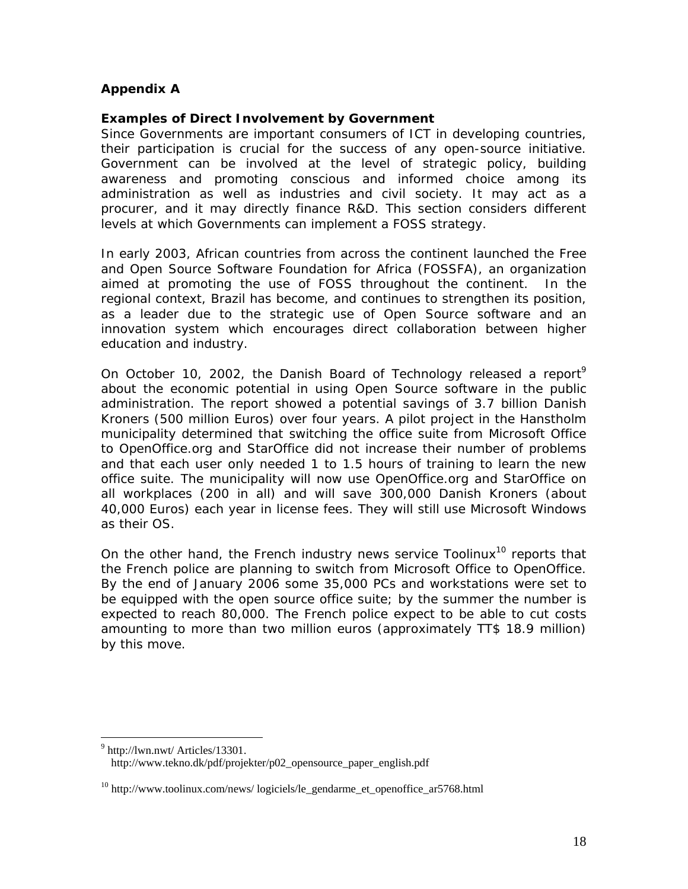## Appendix A

### Examples of Direct Involvement by Government

Since Governments are important consumers of ICT in developing countries, their participation is crucial for the success of any open-source initiative. Government can be involved at the level of strategic policy, building awareness and promoting conscious and informed choice among its administration as well as industries and civil society. It may act as a procurer, and it may directly finance R&D. This section considers different levels at which Governments can implement a FOSS strategy.

In early 2003, African countries from across the continent launched the Free and Open Source Software Foundation for Africa (FOSSFA), an organization aimed at promoting the use of FOSS throughout the continent. In the regional context, Brazil has become, and continues to strengthen its position, as a leader due to the strategic use of Open Source software and an innovation system which encourages direct collaboration between higher education and industry.

On October 10, 2002, the Danish Board of Technology released a report[9] about the economic potential in using Open Source software in the public administration. The report showed a potential savings of 3.7 billion Danish Kroners (500 million Euros) over four years. A pilot project in the Hanstholm municipality determined that switching the office suite from Microsoft Office to OpenOffice.org and StarOffice did not increase their number of problems and that each user only needed 1 to 1.5 hours of training to learn the new office suite. The municipality will now use OpenOffice.org and StarOffice on all workplaces (200 in all) and will save 300,000 Danish Kroners (about 40,000 Euros) each year in license fees. They will still use Microsoft Windows as their OS.

On the other hand, the French industry news service Toolinux[10] reports that the French police are planning to switch from Microsoft Office to OpenOffice. By the end of January 2006 some 35,000 PCs and workstations were set to be equipped with the open source office suite; by the summer the number is expected to reach 80,000. The French police expect to be able to cut costs amounting to more than two million euros (approximately TT$ 18.9 million) by this move.

---

[9] http://lwn.nwt/ Articles/13301.
http://www.tekno.dk/pdf/projekter/p02_opensource_paper_english.pdf

[10] http://www.toolinux.com/news/ logiciels/le_gendarme_et_openoffice_ar5768.html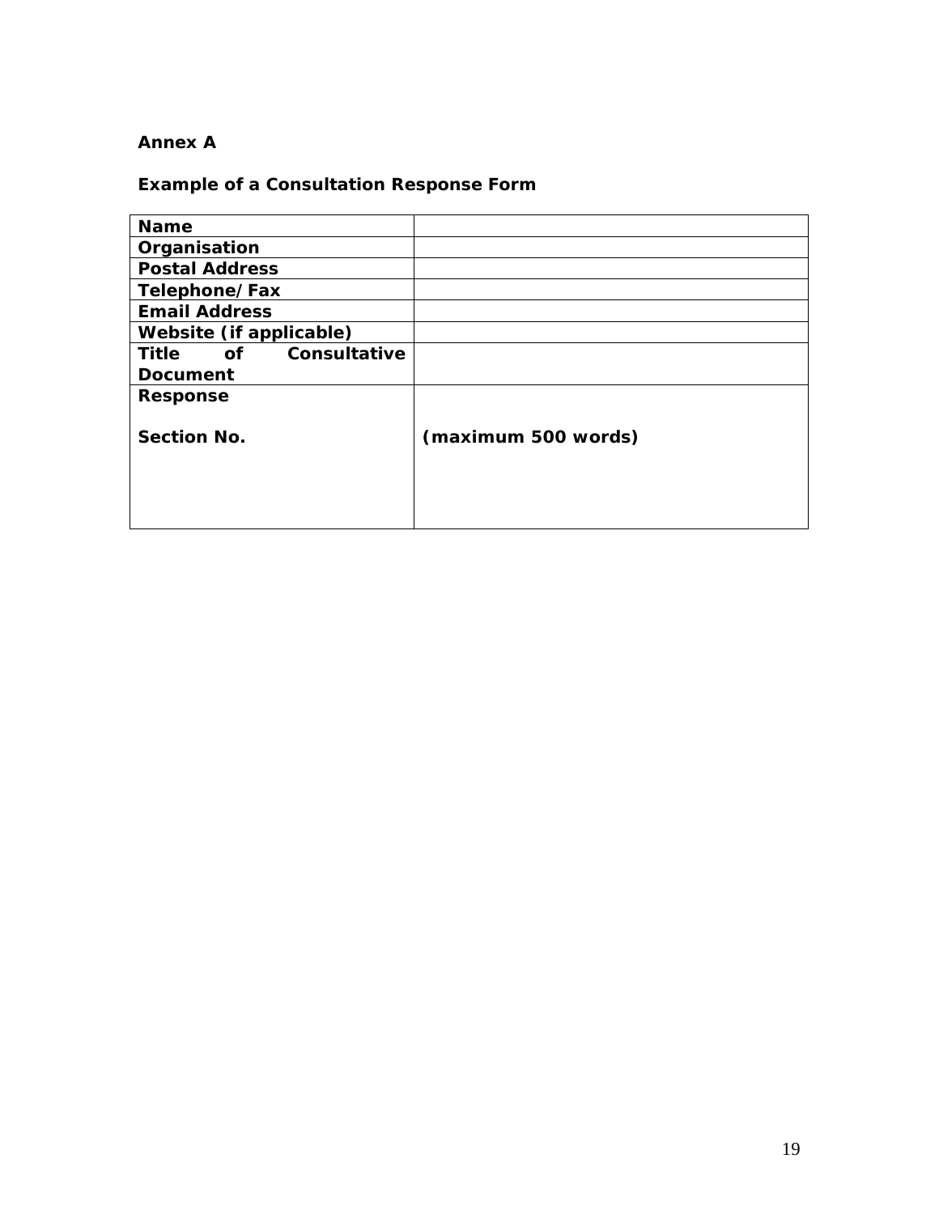**Annex A**

**Example of a Consultation Response Form**

| | |
|---|---|
| **Name** | |
| **Organisation** | |
| **Postal Address** | |
| **Telephone/Fax** | |
| **Email Address** | |
| **Website (if applicable)** | |
| **Title of Consultative Document** | |
| **Response**<br><br>**Section No.** | <br><br>**(maximum 500 words)** |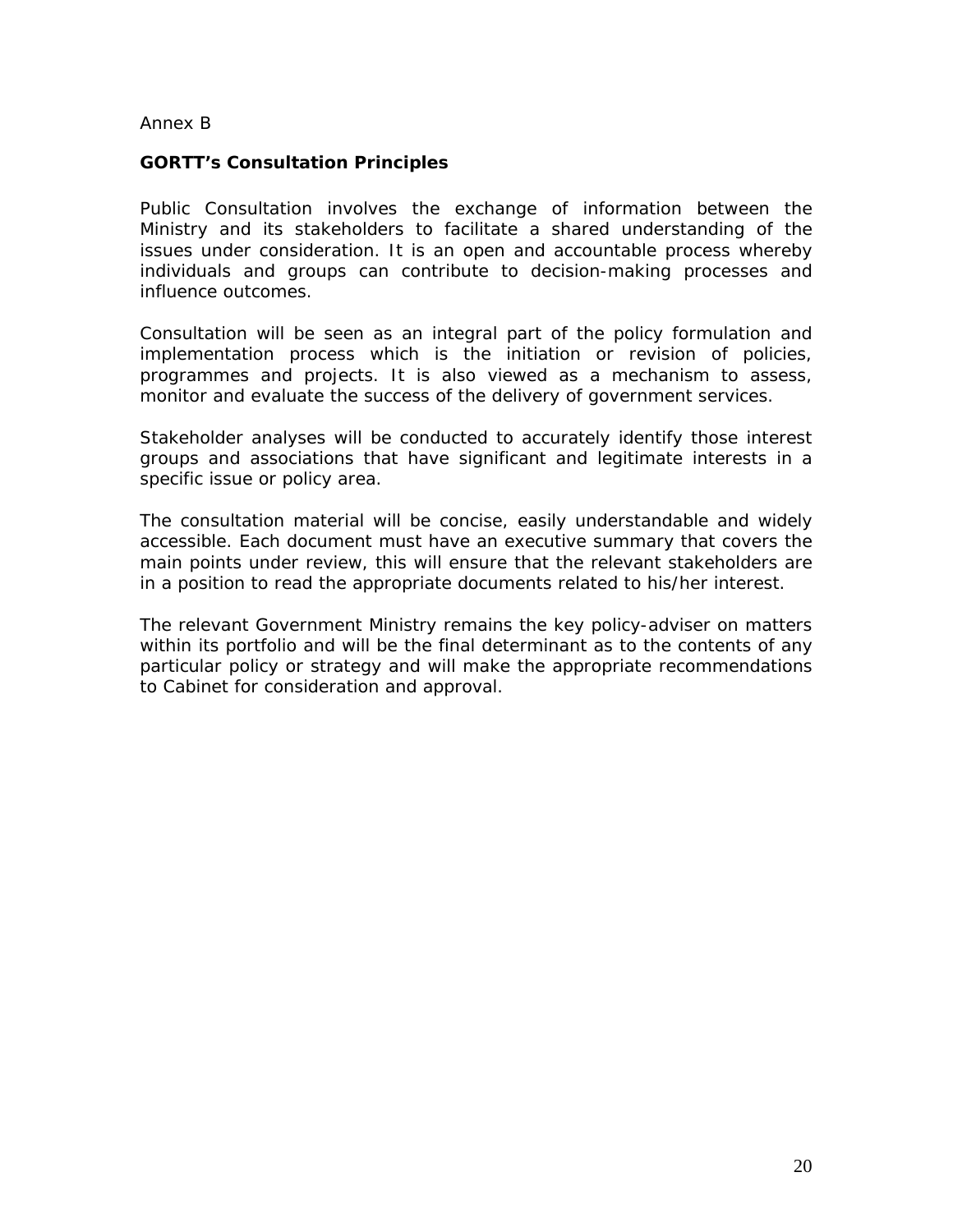Annex B

## GORTT's Consultation Principles

Public Consultation involves the exchange of information between the Ministry and its stakeholders to facilitate a shared understanding of the issues under consideration. It is an open and accountable process whereby individuals and groups can contribute to decision-making processes and influence outcomes.

Consultation will be seen as an integral part of the policy formulation and implementation process which is the initiation or revision of policies, programmes and projects. It is also viewed as a mechanism to assess, monitor and evaluate the success of the delivery of government services.

Stakeholder analyses will be conducted to accurately identify those interest groups and associations that have significant and legitimate interests in a specific issue or policy area.

The consultation material will be concise, easily understandable and widely accessible. Each document must have an executive summary that covers the main points under review, this will ensure that the relevant stakeholders are in a position to read the appropriate documents related to his/her interest.

The relevant Government Ministry remains the key policy-adviser on matters within its portfolio and will be the final determinant as to the contents of any particular policy or strategy and will make the appropriate recommendations to Cabinet for consideration and approval.